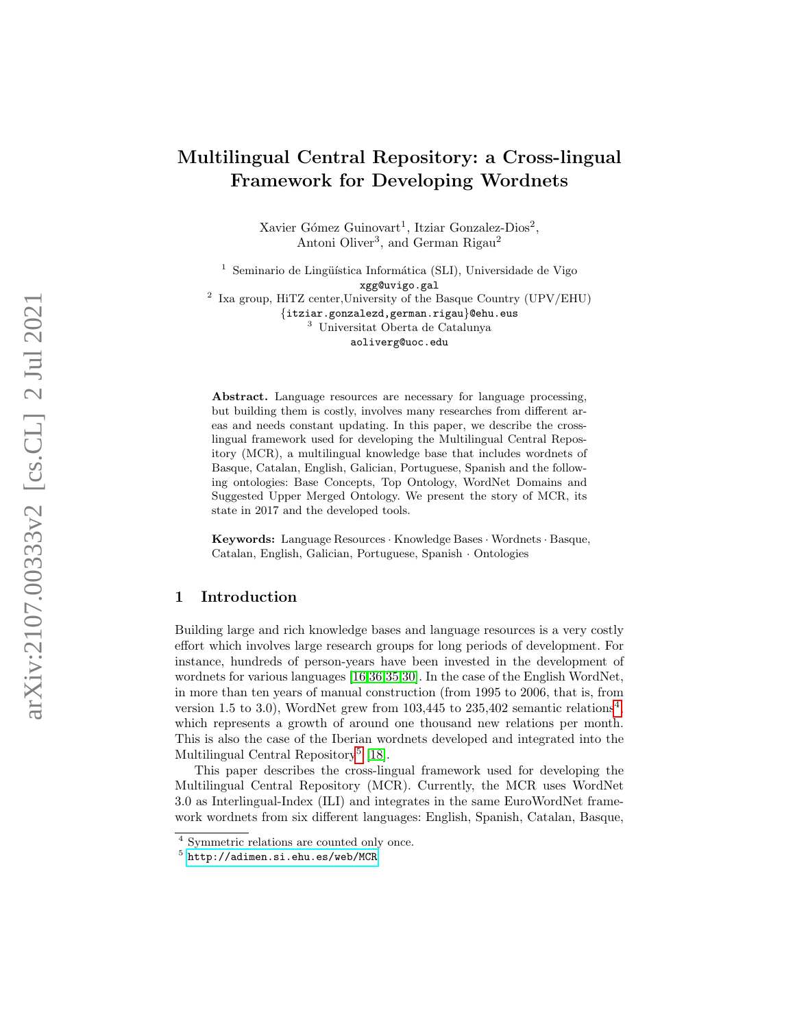# Multilingual Central Repository: a Cross-lingual Framework for Developing Wordnets

Xavier Gómez Guinovart[1], Itziar Gonzalez-Dios[2], Antoni Oliver[3], and German Rigau[2]

[1] Seminario de Lingüística Informática (SLI), Universidade de Vigo
xgg@uvigo.gal

[2] Ixa group, HiTZ center,University of the Basque Country (UPV/EHU)
{itziar.gonzalezd,german.rigau}@ehu.eus

[3] Universitat Oberta de Catalunya
aoliverg@uoc.edu

**Abstract.** Language resources are necessary for language processing, but building them is costly, involves many researches from different areas and needs constant updating. In this paper, we describe the cross-lingual framework used for developing the Multilingual Central Repository (MCR), a multilingual knowledge base that includes wordnets of Basque, Catalan, English, Galician, Portuguese, Spanish and the following ontologies: Base Concepts, Top Ontology, WordNet Domains and Suggested Upper Merged Ontology. We present the story of MCR, its state in 2017 and the developed tools.

**Keywords:** Language Resources · Knowledge Bases · Wordnets · Basque, Catalan, English, Galician, Portuguese, Spanish · Ontologies

## 1 Introduction

Building large and rich knowledge bases and language resources is a very costly effort which involves large research groups for long periods of development. For instance, hundreds of person-years have been invested in the development of wordnets for various languages [16,36,35,30]. In the case of the English WordNet, in more than ten years of manual construction (from 1995 to 2006, that is, from version 1.5 to 3.0), WordNet grew from 103,445 to 235,402 semantic relations[4], which represents a growth of around one thousand new relations per month. This is also the case of the Iberian wordnets developed and integrated into the Multilingual Central Repository[5] [18].

This paper describes the cross-lingual framework used for developing the Multilingual Central Repository (MCR). Currently, the MCR uses WordNet 3.0 as Interlingual-Index (ILI) and integrates in the same EuroWordNet framework wordnets from six different languages: English, Spanish, Catalan, Basque,

[4] Symmetric relations are counted only once.

[5] http://adimen.si.ehu.es/web/MCR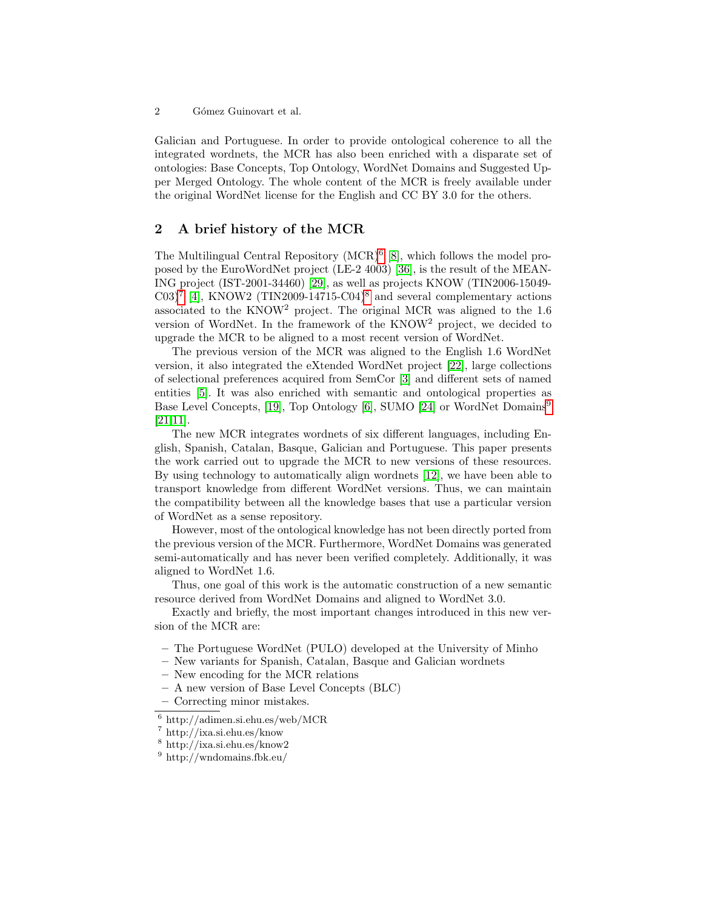Galician and Portuguese. In order to provide ontological coherence to all the integrated wordnets, the MCR has also been enriched with a disparate set of ontologies: Base Concepts, Top Ontology, WordNet Domains and Suggested Upper Merged Ontology. The whole content of the MCR is freely available under the original WordNet license for the English and CC BY 3.0 for the others.

## 2 A brief history of the MCR

The Multilingual Central Repository (MCR)[6] [8], which follows the model proposed by the EuroWordNet project (LE-2 4003) [36], is the result of the MEANING project (IST-2001-34460) [29], as well as projects KNOW (TIN2006-15049-C03)[7] [4], KNOW2 (TIN2009-14715-C04)[8] and several complementary actions associated to the KNOW$^2$ project. The original MCR was aligned to the 1.6 version of WordNet. In the framework of the KNOW$^2$ project, we decided to upgrade the MCR to be aligned to a most recent version of WordNet.

The previous version of the MCR was aligned to the English 1.6 WordNet version, it also integrated the eXtended WordNet project [22], large collections of selectional preferences acquired from SemCor [3] and different sets of named entities [5]. It was also enriched with semantic and ontological properties as Base Level Concepts, [19], Top Ontology [6], SUMO [24] or WordNet Domains[9] [21,11].

The new MCR integrates wordnets of six different languages, including English, Spanish, Catalan, Basque, Galician and Portuguese. This paper presents the work carried out to upgrade the MCR to new versions of these resources. By using technology to automatically align wordnets [12], we have been able to transport knowledge from different WordNet versions. Thus, we can maintain the compatibility between all the knowledge bases that use a particular version of WordNet as a sense repository.

However, most of the ontological knowledge has not been directly ported from the previous version of the MCR. Furthermore, WordNet Domains was generated semi-automatically and has never been verified completely. Additionally, it was aligned to WordNet 1.6.

Thus, one goal of this work is the automatic construction of a new semantic resource derived from WordNet Domains and aligned to WordNet 3.0.

Exactly and briefly, the most important changes introduced in this new version of the MCR are:

- The Portuguese WordNet (PULO) developed at the University of Minho
- New variants for Spanish, Catalan, Basque and Galician wordnets
- New encoding for the MCR relations
- A new version of Base Level Concepts (BLC)
- Correcting minor mistakes.

[6] http://adimen.si.ehu.es/web/MCR
[7] http://ixa.si.ehu.es/know
[8] http://ixa.si.ehu.es/know2
[9] http://wndomains.fbk.eu/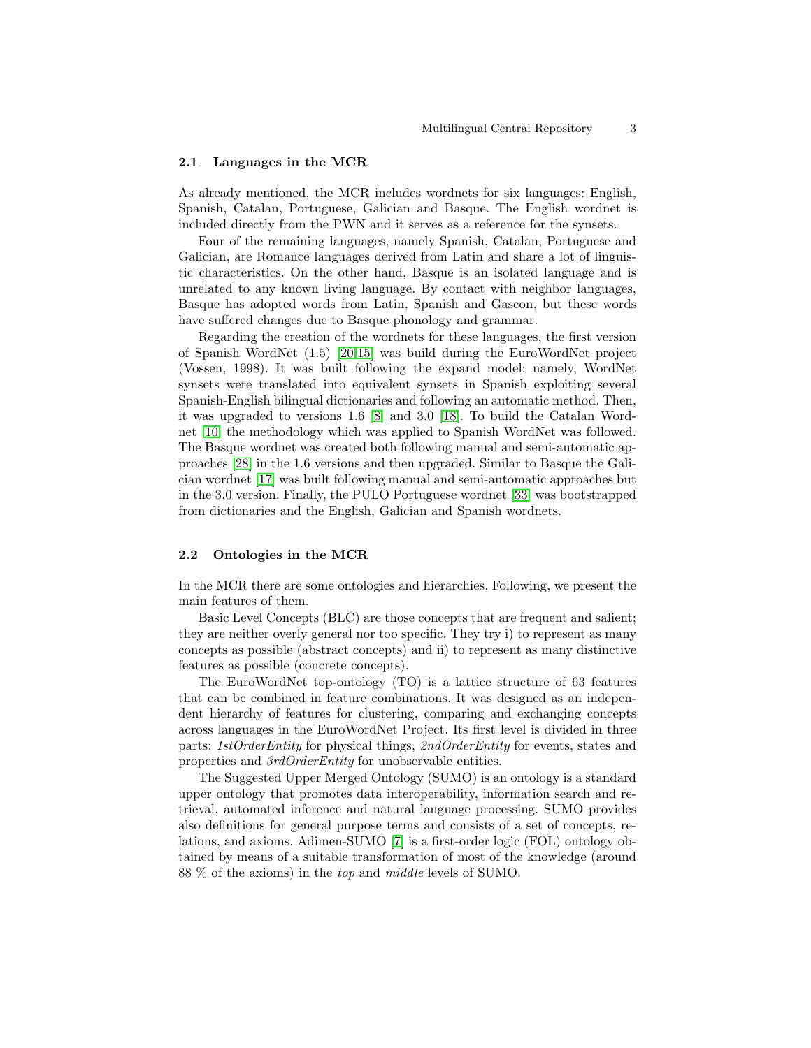### 2.1 Languages in the MCR

As already mentioned, the MCR includes wordnets for six languages: English, Spanish, Catalan, Portuguese, Galician and Basque. The English wordnet is included directly from the PWN and it serves as a reference for the synsets.

Four of the remaining languages, namely Spanish, Catalan, Portuguese and Galician, are Romance languages derived from Latin and share a lot of linguistic characteristics. On the other hand, Basque is an isolated language and is unrelated to any known living language. By contact with neighbor languages, Basque has adopted words from Latin, Spanish and Gascon, but these words have suffered changes due to Basque phonology and grammar.

Regarding the creation of the wordnets for these languages, the first version of Spanish WordNet (1.5) [20,15] was build during the EuroWordNet project (Vossen, 1998). It was built following the expand model: namely, WordNet synsets were translated into equivalent synsets in Spanish exploiting several Spanish-English bilingual dictionaries and following an automatic method. Then, it was upgraded to versions 1.6 [8] and 3.0 [18]. To build the Catalan Wordnet [10] the methodology which was applied to Spanish WordNet was followed. The Basque wordnet was created both following manual and semi-automatic approaches [28] in the 1.6 versions and then upgraded. Similar to Basque the Galician wordnet [17] was built following manual and semi-automatic approaches but in the 3.0 version. Finally, the PULO Portuguese wordnet [33] was bootstrapped from dictionaries and the English, Galician and Spanish wordnets.

### 2.2 Ontologies in the MCR

In the MCR there are some ontologies and hierarchies. Following, we present the main features of them.

Basic Level Concepts (BLC) are those concepts that are frequent and salient; they are neither overly general nor too specific. They try i) to represent as many concepts as possible (abstract concepts) and ii) to represent as many distinctive features as possible (concrete concepts).

The EuroWordNet top-ontology (TO) is a lattice structure of 63 features that can be combined in feature combinations. It was designed as an independent hierarchy of features for clustering, comparing and exchanging concepts across languages in the EuroWordNet Project. Its first level is divided in three parts: *1stOrderEntity* for physical things, *2ndOrderEntity* for events, states and properties and *3rdOrderEntity* for unobservable entities.

The Suggested Upper Merged Ontology (SUMO) is an ontology is a standard upper ontology that promotes data interoperability, information search and retrieval, automated inference and natural language processing. SUMO provides also definitions for general purpose terms and consists of a set of concepts, relations, and axioms. Adimen-SUMO [7] is a first-order logic (FOL) ontology obtained by means of a suitable transformation of most of the knowledge (around 88 % of the axioms) in the *top* and *middle* levels of SUMO.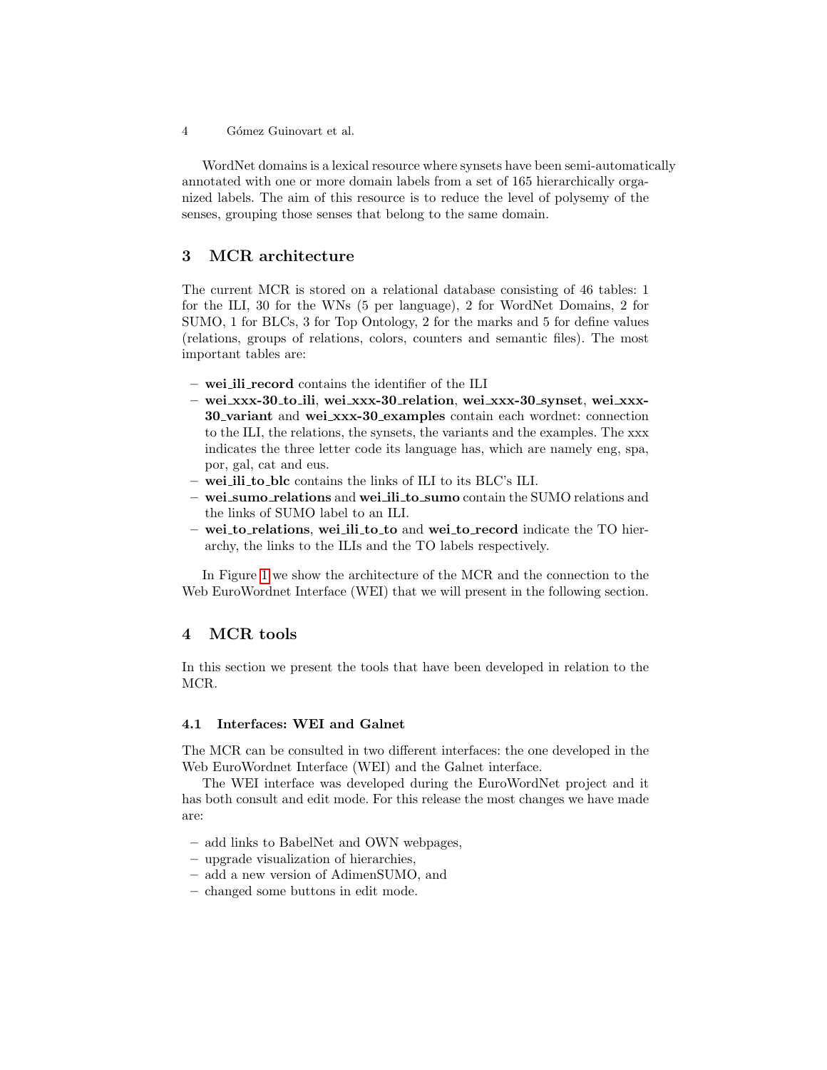WordNet domains is a lexical resource where synsets have been semi-automatically annotated with one or more domain labels from a set of 165 hierarchically organized labels. The aim of this resource is to reduce the level of polysemy of the senses, grouping those senses that belong to the same domain.

## 3 MCR architecture

The current MCR is stored on a relational database consisting of 46 tables: 1 for the ILI, 30 for the WNs (5 per language), 2 for WordNet Domains, 2 for SUMO, 1 for BLCs, 3 for Top Ontology, 2 for the marks and 5 for define values (relations, groups of relations, colors, counters and semantic files). The most important tables are:

- **wei_ili_record** contains the identifier of the ILI
- **wei_xxx-30_to_ili**, **wei_xxx-30_relation**, **wei_xxx-30_synset**, **wei_xxx-30_variant** and **wei_xxx-30_examples** contain each wordnet: connection to the ILI, the relations, the synsets, the variants and the examples. The xxx indicates the three letter code its language has, which are namely eng, spa, por, gal, cat and eus.
- **wei_ili_to_blc** contains the links of ILI to its BLC's ILI.
- **wei_sumo_relations** and **wei_ili_to_sumo** contain the SUMO relations and the links of SUMO label to an ILI.
- **wei_to_relations**, **wei_ili_to_to** and **wei_to_record** indicate the TO hierarchy, the links to the ILIs and the TO labels respectively.

In Figure 1 we show the architecture of the MCR and the connection to the Web EuroWordnet Interface (WEI) that we will present in the following section.

## 4 MCR tools

In this section we present the tools that have been developed in relation to the MCR.

### 4.1 Interfaces: WEI and Galnet

The MCR can be consulted in two different interfaces: the one developed in the Web EuroWordnet Interface (WEI) and the Galnet interface.

The WEI interface was developed during the EuroWordNet project and it has both consult and edit mode. For this release the most changes we have made are:

- add links to BabelNet and OWN webpages,
- upgrade visualization of hierarchies,
- add a new version of AdimenSUMO, and
- changed some buttons in edit mode.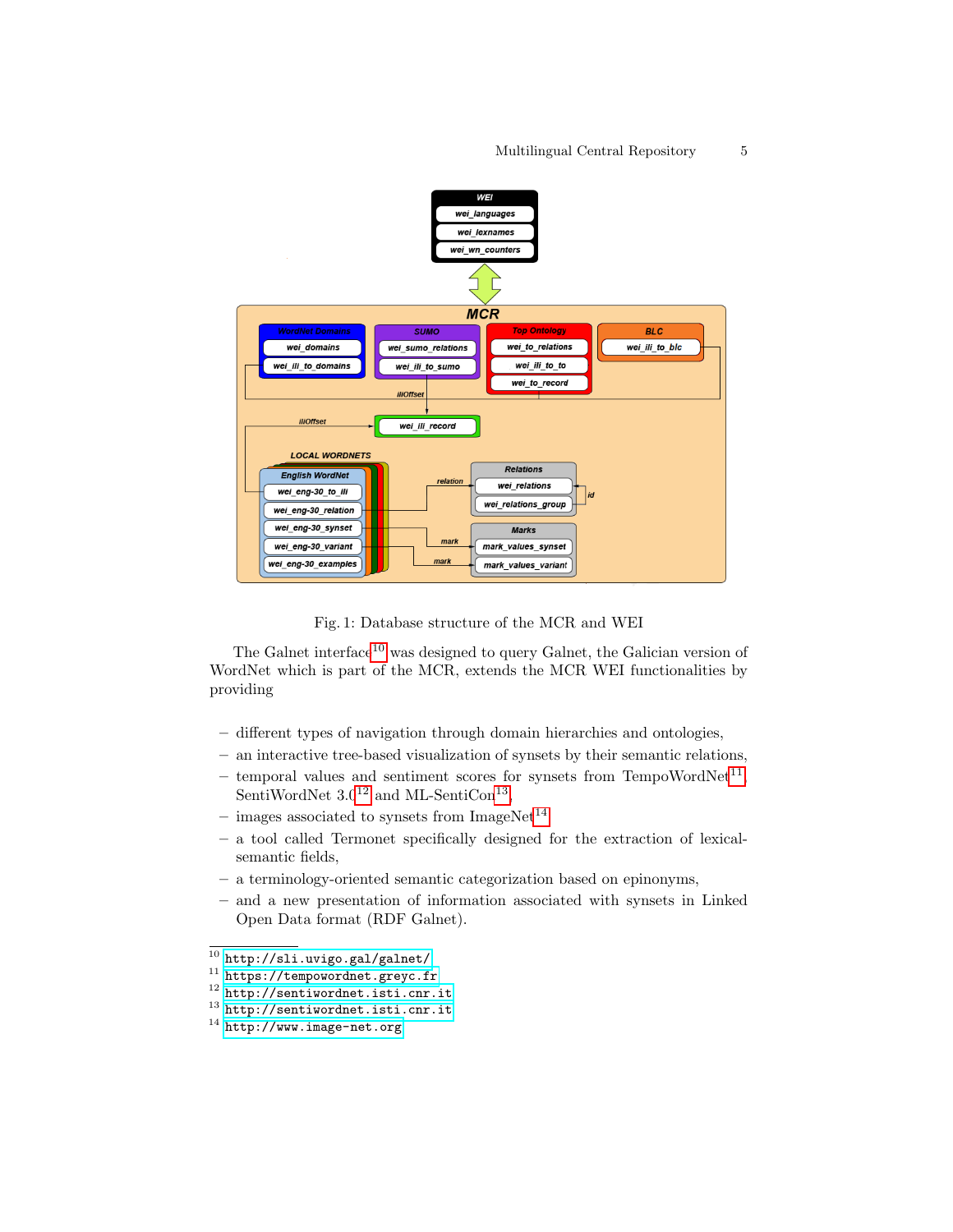Fig. 1: Database structure of the MCR and WEI

The Galnet interface[10] was designed to query Galnet, the Galician version of WordNet which is part of the MCR, extends the MCR WEI functionalities by providing

- different types of navigation through domain hierarchies and ontologies,
- an interactive tree-based visualization of synsets by their semantic relations,
- temporal values and sentiment scores for synsets from TempoWordNet[11], SentiWordNet 3.0[12] and ML-SentiCon[13],
- images associated to synsets from ImageNet[14],
- a tool called Termonet specifically designed for the extraction of lexical-semantic fields,
- a terminology-oriented semantic categorization based on epinonyms,
- and a new presentation of information associated with synsets in Linked Open Data format (RDF Galnet).

---

[10] http://sli.uvigo.gal/galnet/

[11] https://tempowordnet.greyc.fr

[12] http://sentiwordnet.isti.cnr.it

[13] http://sentiwordnet.isti.cnr.it

[14] http://www.image-net.org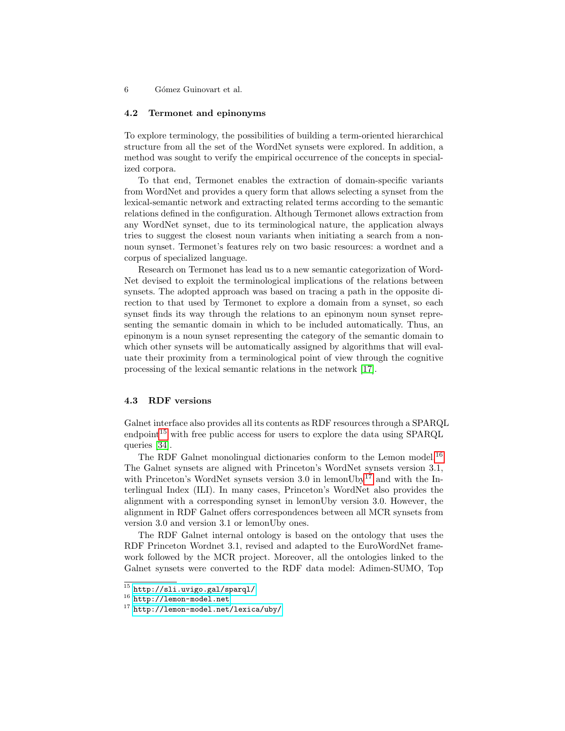### 4.2 Termonet and epinonyms

To explore terminology, the possibilities of building a term-oriented hierarchical structure from all the set of the WordNet synsets were explored. In addition, a method was sought to verify the empirical occurrence of the concepts in specialized corpora.

To that end, Termonet enables the extraction of domain-specific variants from WordNet and provides a query form that allows selecting a synset from the lexical-semantic network and extracting related terms according to the semantic relations defined in the configuration. Although Termonet allows extraction from any WordNet synset, due to its terminological nature, the application always tries to suggest the closest noun variants when initiating a search from a non-noun synset. Termonet's features rely on two basic resources: a wordnet and a corpus of specialized language.

Research on Termonet has lead us to a new semantic categorization of WordNet devised to exploit the terminological implications of the relations between synsets. The adopted approach was based on tracing a path in the opposite direction to that used by Termonet to explore a domain from a synset, so each synset finds its way through the relations to an epinonym noun synset representing the semantic domain in which to be included automatically. Thus, an epinonym is a noun synset representing the category of the semantic domain to which other synsets will be automatically assigned by algorithms that will evaluate their proximity from a terminological point of view through the cognitive processing of the lexical semantic relations in the network [17].

### 4.3 RDF versions

Galnet interface also provides all its contents as RDF resources through a SPARQL endpoint[15] with free public access for users to explore the data using SPARQL queries [34].

The RDF Galnet monolingual dictionaries conform to the Lemon model.[16] The Galnet synsets are aligned with Princeton's WordNet synsets version 3.1, with Princeton's WordNet synsets version 3.0 in lemonUby[17] and with the Interlingual Index (ILI). In many cases, Princeton's WordNet also provides the alignment with a corresponding synset in lemonUby version 3.0. However, the alignment in RDF Galnet offers correspondences between all MCR synsets from version 3.0 and version 3.1 or lemonUby ones.

The RDF Galnet internal ontology is based on the ontology that uses the RDF Princeton Wordnet 3.1, revised and adapted to the EuroWordNet framework followed by the MCR project. Moreover, all the ontologies linked to the Galnet synsets were converted to the RDF data model: Adimen-SUMO, Top

[15] http://sli.uvigo.gal/sparql/

[16] http://lemon-model.net

[17] http://lemon-model.net/lexica/uby/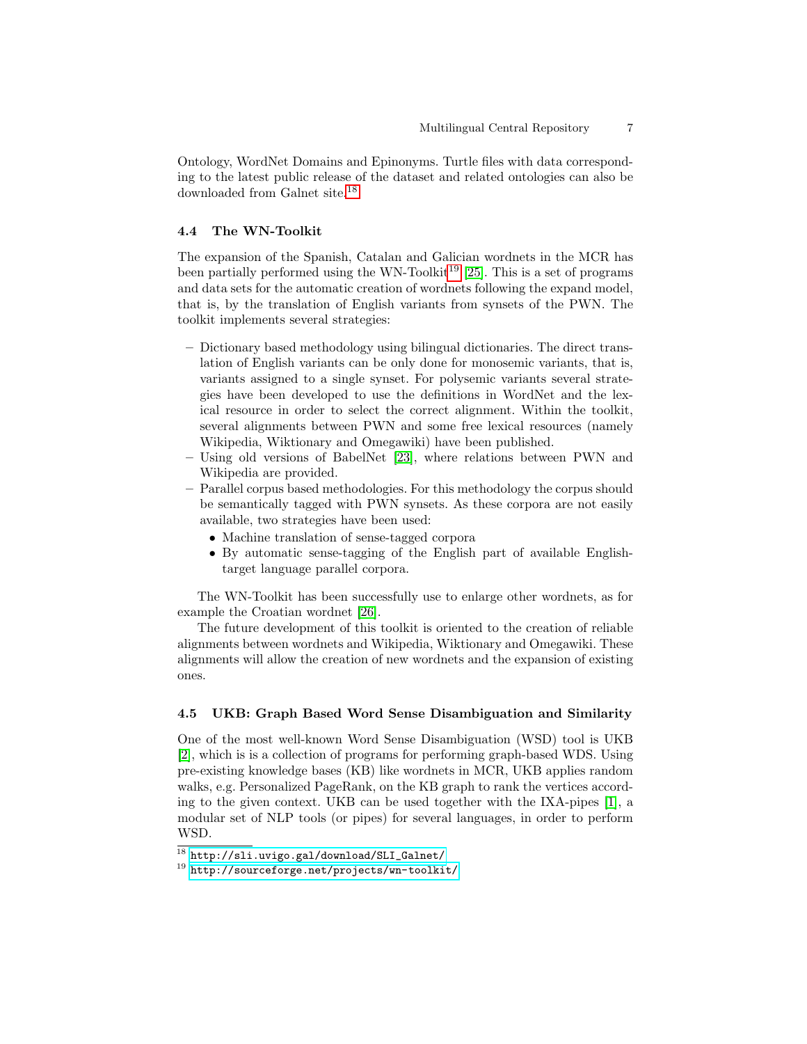Ontology, WordNet Domains and Epinonyms. Turtle files with data corresponding to the latest public release of the dataset and related ontologies can also be downloaded from Galnet site.[18]

### 4.4 The WN-Toolkit

The expansion of the Spanish, Catalan and Galician wordnets in the MCR has been partially performed using the WN-Toolkit[19] [25]. This is a set of programs and data sets for the automatic creation of wordnets following the expand model, that is, by the translation of English variants from synsets of the PWN. The toolkit implements several strategies:

- Dictionary based methodology using bilingual dictionaries. The direct translation of English variants can be only done for monosemic variants, that is, variants assigned to a single synset. For polysemic variants several strategies have been developed to use the definitions in WordNet and the lexical resource in order to select the correct alignment. Within the toolkit, several alignments between PWN and some free lexical resources (namely Wikipedia, Wiktionary and Omegawiki) have been published.
- Using old versions of BabelNet [23], where relations between PWN and Wikipedia are provided.
- Parallel corpus based methodologies. For this methodology the corpus should be semantically tagged with PWN synsets. As these corpora are not easily available, two strategies have been used:
  - Machine translation of sense-tagged corpora
  - By automatic sense-tagging of the English part of available English-target language parallel corpora.

The WN-Toolkit has been successfully use to enlarge other wordnets, as for example the Croatian wordnet [26].

The future development of this toolkit is oriented to the creation of reliable alignments between wordnets and Wikipedia, Wiktionary and Omegawiki. These alignments will allow the creation of new wordnets and the expansion of existing ones.

### 4.5 UKB: Graph Based Word Sense Disambiguation and Similarity

One of the most well-known Word Sense Disambiguation (WSD) tool is UKB [2], which is is a collection of programs for performing graph-based WDS. Using pre-existing knowledge bases (KB) like wordnets in MCR, UKB applies random walks, e.g. Personalized PageRank, on the KB graph to rank the vertices according to the given context. UKB can be used together with the IXA-pipes [1], a modular set of NLP tools (or pipes) for several languages, in order to perform WSD.

---

[18] http://sli.uvigo.gal/download/SLI_Galnet/

[19] http://sourceforge.net/projects/wn-toolkit/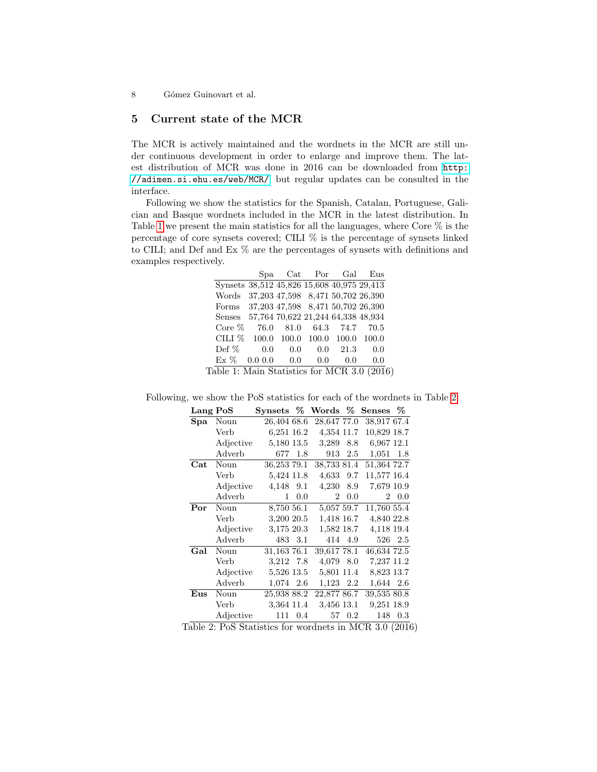## 5 Current state of the MCR

The MCR is actively maintained and the wordnets in the MCR are still under continuous development in order to enlarge and improve them. The latest distribution of MCR was done in 2016 can be downloaded from http://adimen.si.ehu.es/web/MCR/, but regular updates can be consulted in the interface.

Following we show the statistics for the Spanish, Catalan, Portuguese, Galician and Basque wordnets included in the MCR in the latest distribution. In Table 1 we present the main statistics for all the languages, where Core % is the percentage of core synsets covered; CILI % is the percentage of synsets linked to CILI; and Def and Ex % are the percentages of synsets with definitions and examples respectively.

| | Spa | Cat | Por | Gal | Eus |
|---|---|---|---|---|---|
| Synsets | 38,512 | 45,826 | 15,608 | 40,975 | 29,413 |
| Words | 37,203 | 47,598 | 8,471 | 50,702 | 26,390 |
| Forms | 37,203 | 47,598 | 8,471 | 50,702 | 26,390 |
| Senses | 57,764 | 70,622 | 21,244 | 64,338 | 48,934 |
| Core % | 76.0 | 81.0 | 64.3 | 74.7 | 70.5 |
| CILI % | 100.0 | 100.0 | 100.0 | 100.0 | 100.0 |
| Def % | 0.0 | 0.0 | 0.0 | 21.3 | 0.0 |
| Ex % | 0.0 0.0 | 0.0 | 0.0 | 0.0 | 0.0 |

Table 1: Main Statistics for MCR 3.0 (2016)

Following, we show the PoS statistics for each of the wordnets in Table 2.

| Lang | PoS | Synsets | % | Words | % | Senses | % |
|---|---|---|---|---|---|---|---|
| **Spa** | Noun | 26,404 | 68.6 | 28,647 | 77.0 | 38,917 | 67.4 |
| | Verb | 6,251 | 16.2 | 4,354 | 11.7 | 10,829 | 18.7 |
| | Adjective | 5,180 | 13.5 | 3,289 | 8.8 | 6,967 | 12.1 |
| | Adverb | 677 | 1.8 | 913 | 2.5 | 1,051 | 1.8 |
| **Cat** | Noun | 36,253 | 79.1 | 38,733 | 81.4 | 51,364 | 72.7 |
| | Verb | 5,424 | 11.8 | 4,633 | 9.7 | 11,577 | 16.4 |
| | Adjective | 4,148 | 9.1 | 4,230 | 8.9 | 7,679 | 10.9 |
| | Adverb | 1 | 0.0 | 2 | 0.0 | 2 | 0.0 |
| **Por** | Noun | 8,750 | 56.1 | 5,057 | 59.7 | 11,760 | 55.4 |
| | Verb | 3,200 | 20.5 | 1,418 | 16.7 | 4,840 | 22.8 |
| | Adjective | 3,175 | 20.3 | 1,582 | 18.7 | 4,118 | 19.4 |
| | Adverb | 483 | 3.1 | 414 | 4.9 | 526 | 2.5 |
| **Gal** | Noun | 31,163 | 76.1 | 39,617 | 78.1 | 46,634 | 72.5 |
| | Verb | 3,212 | 7.8 | 4,079 | 8.0 | 7,237 | 11.2 |
| | Adjective | 5,526 | 13.5 | 5,801 | 11.4 | 8,823 | 13.7 |
| | Adverb | 1,074 | 2.6 | 1,123 | 2.2 | 1,644 | 2.6 |
| **Eus** | Noun | 25,938 | 88.2 | 22,877 | 86.7 | 39,535 | 80.8 |
| | Verb | 3,364 | 11.4 | 3,456 | 13.1 | 9,251 | 18.9 |
| | Adjective | 111 | 0.4 | 57 | 0.2 | 148 | 0.3 |

Table 2: PoS Statistics for wordnets in MCR 3.0 (2016)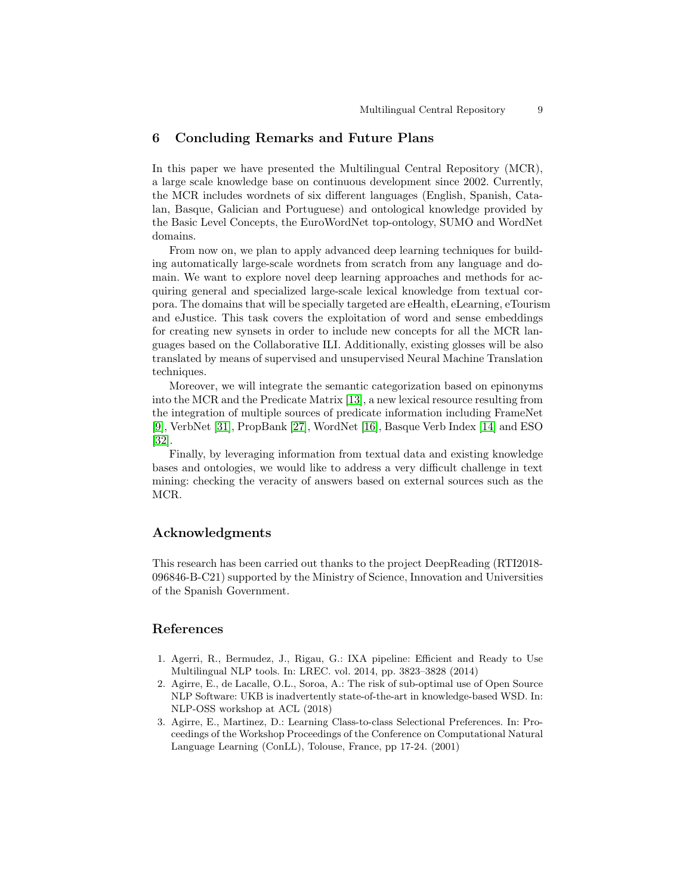## 6 Concluding Remarks and Future Plans

In this paper we have presented the Multilingual Central Repository (MCR), a large scale knowledge base on continuous development since 2002. Currently, the MCR includes wordnets of six different languages (English, Spanish, Catalan, Basque, Galician and Portuguese) and ontological knowledge provided by the Basic Level Concepts, the EuroWordNet top-ontology, SUMO and WordNet domains.

From now on, we plan to apply advanced deep learning techniques for building automatically large-scale wordnets from scratch from any language and domain. We want to explore novel deep learning approaches and methods for acquiring general and specialized large-scale lexical knowledge from textual corpora. The domains that will be specially targeted are eHealth, eLearning, eTourism and eJustice. This task covers the exploitation of word and sense embeddings for creating new synsets in order to include new concepts for all the MCR languages based on the Collaborative ILI. Additionally, existing glosses will be also translated by means of supervised and unsupervised Neural Machine Translation techniques.

Moreover, we will integrate the semantic categorization based on epinonyms into the MCR and the Predicate Matrix [13], a new lexical resource resulting from the integration of multiple sources of predicate information including FrameNet [9], VerbNet [31], PropBank [27], WordNet [16], Basque Verb Index [14] and ESO [32].

Finally, by leveraging information from textual data and existing knowledge bases and ontologies, we would like to address a very difficult challenge in text mining: checking the veracity of answers based on external sources such as the MCR.

## Acknowledgments

This research has been carried out thanks to the project DeepReading (RTI2018-096846-B-C21) supported by the Ministry of Science, Innovation and Universities of the Spanish Government.

## References

1. Agerri, R., Bermudez, J., Rigau, G.: IXA pipeline: Efficient and Ready to Use Multilingual NLP tools. In: LREC. vol. 2014, pp. 3823–3828 (2014)
2. Agirre, E., de Lacalle, O.L., Soroa, A.: The risk of sub-optimal use of Open Source NLP Software: UKB is inadvertently state-of-the-art in knowledge-based WSD. In: NLP-OSS workshop at ACL (2018)
3. Agirre, E., Martinez, D.: Learning Class-to-class Selectional Preferences. In: Proceedings of the Workshop Proceedings of the Conference on Computational Natural Language Learning (ConLL), Tolouse, France, pp 17-24. (2001)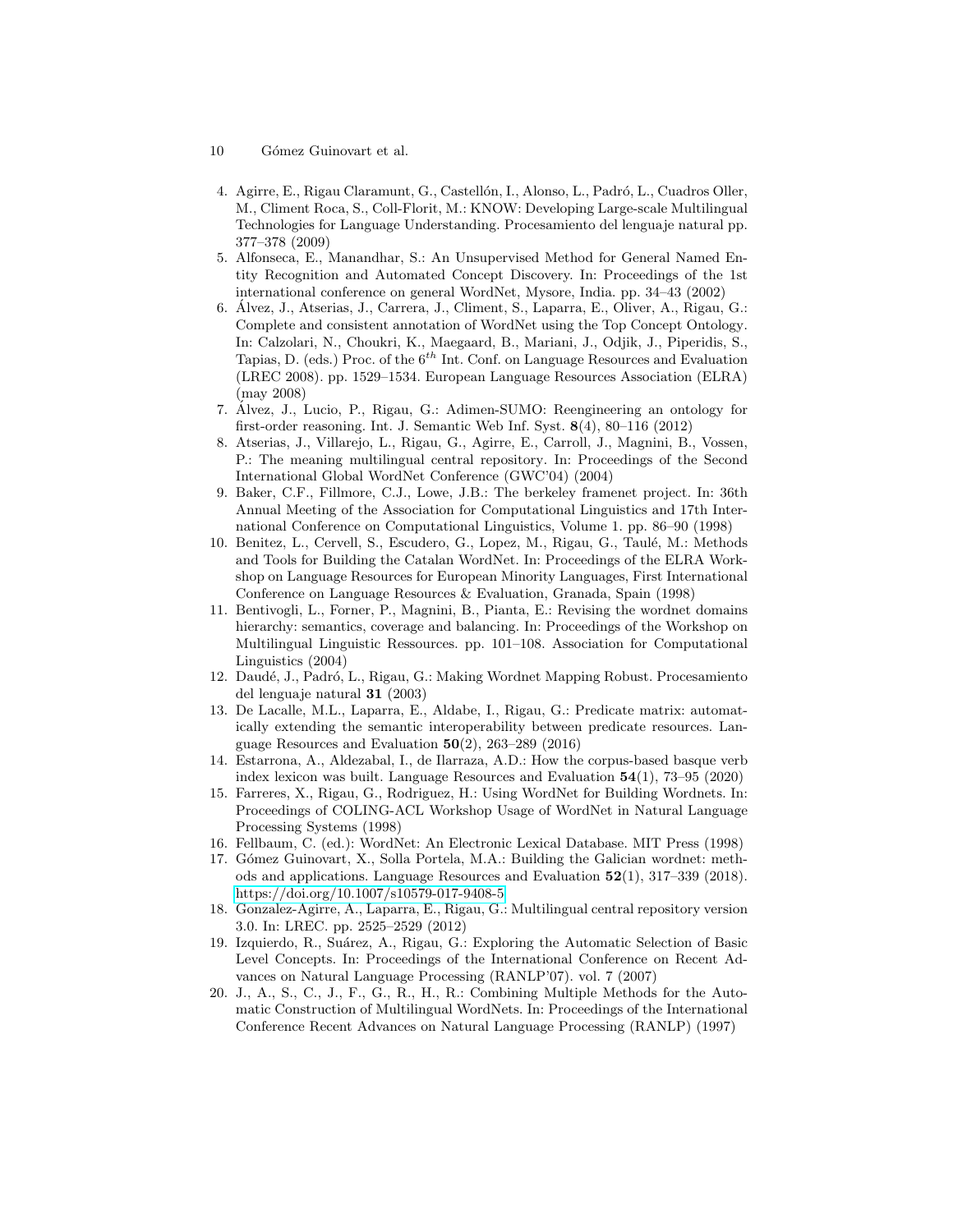4. Agirre, E., Rigau Claramunt, G., Castellón, I., Alonso, L., Padró, L., Cuadros Oller, M., Climent Roca, S., Coll-Florit, M.: KNOW: Developing Large-scale Multilingual Technologies for Language Understanding. Procesamiento del lenguaje natural pp. 377–378 (2009)
5. Alfonseca, E., Manandhar, S.: An Unsupervised Method for General Named Entity Recognition and Automated Concept Discovery. In: Proceedings of the 1st international conference on general WordNet, Mysore, India. pp. 34–43 (2002)
6. Álvez, J., Atserias, J., Carrera, J., Climent, S., Laparra, E., Oliver, A., Rigau, G.: Complete and consistent annotation of WordNet using the Top Concept Ontology. In: Calzolari, N., Choukri, K., Maegaard, B., Mariani, J., Odjik, J., Piperidis, S., Tapias, D. (eds.) Proc. of the $6^{th}$ Int. Conf. on Language Resources and Evaluation (LREC 2008). pp. 1529–1534. European Language Resources Association (ELRA) (may 2008)
7. Álvez, J., Lucio, P., Rigau, G.: Adimen-SUMO: Reengineering an ontology for first-order reasoning. Int. J. Semantic Web Inf. Syst. **8**(4), 80–116 (2012)
8. Atserias, J., Villarejo, L., Rigau, G., Agirre, E., Carroll, J., Magnini, B., Vossen, P.: The meaning multilingual central repository. In: Proceedings of the Second International Global WordNet Conference (GWC'04) (2004)
9. Baker, C.F., Fillmore, C.J., Lowe, J.B.: The berkeley framenet project. In: 36th Annual Meeting of the Association for Computational Linguistics and 17th International Conference on Computational Linguistics, Volume 1. pp. 86–90 (1998)
10. Benitez, L., Cervell, S., Escudero, G., Lopez, M., Rigau, G., Taulé, M.: Methods and Tools for Building the Catalan WordNet. In: Proceedings of the ELRA Workshop on Language Resources for European Minority Languages, First International Conference on Language Resources & Evaluation, Granada, Spain (1998)
11. Bentivogli, L., Forner, P., Magnini, B., Pianta, E.: Revising the wordnet domains hierarchy: semantics, coverage and balancing. In: Proceedings of the Workshop on Multilingual Linguistic Ressources. pp. 101–108. Association for Computational Linguistics (2004)
12. Daudé, J., Padró, L., Rigau, G.: Making Wordnet Mapping Robust. Procesamiento del lenguaje natural **31** (2003)
13. De Lacalle, M.L., Laparra, E., Aldabe, I., Rigau, G.: Predicate matrix: automatically extending the semantic interoperability between predicate resources. Language Resources and Evaluation **50**(2), 263–289 (2016)
14. Estarrona, A., Aldezabal, I., de Ilarraza, A.D.: How the corpus-based basque verb index lexicon was built. Language Resources and Evaluation **54**(1), 73–95 (2020)
15. Farreres, X., Rigau, G., Rodriguez, H.: Using WordNet for Building Wordnets. In: Proceedings of COLING-ACL Workshop Usage of WordNet in Natural Language Processing Systems (1998)
16. Fellbaum, C. (ed.): WordNet: An Electronic Lexical Database. MIT Press (1998)
17. Gómez Guinovart, X., Solla Portela, M.A.: Building the Galician wordnet: methods and applications. Language Resources and Evaluation **52**(1), 317–339 (2018). https://doi.org/10.1007/s10579-017-9408-5
18. Gonzalez-Agirre, A., Laparra, E., Rigau, G.: Multilingual central repository version 3.0. In: LREC. pp. 2525–2529 (2012)
19. Izquierdo, R., Suárez, A., Rigau, G.: Exploring the Automatic Selection of Basic Level Concepts. In: Proceedings of the International Conference on Recent Advances on Natural Language Processing (RANLP'07). vol. 7 (2007)
20. J., A., S., C., J., F., G., R., H., R.: Combining Multiple Methods for the Automatic Construction of Multilingual WordNets. In: Proceedings of the International Conference Recent Advances on Natural Language Processing (RANLP) (1997)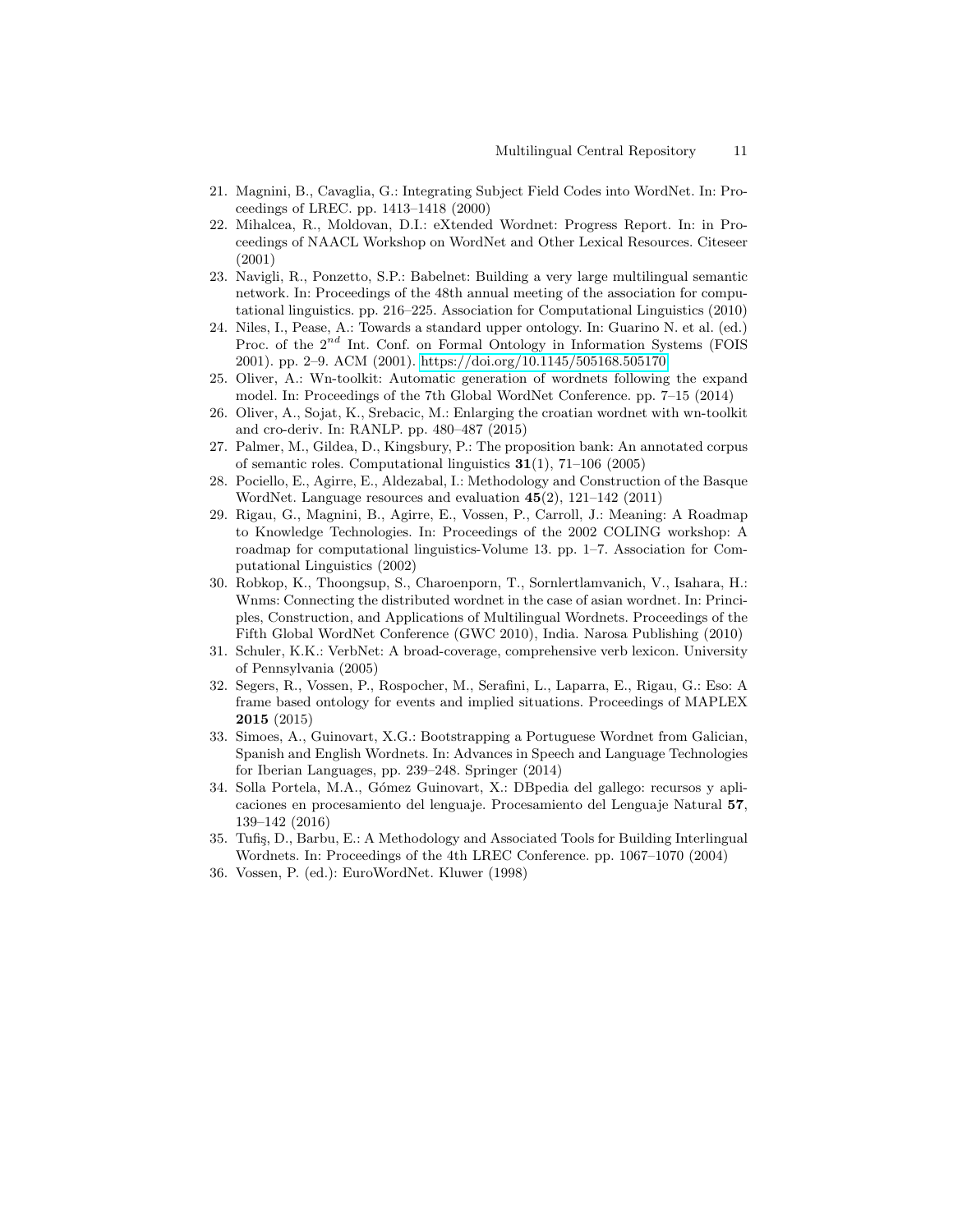21. Magnini, B., Cavaglia, G.: Integrating Subject Field Codes into WordNet. In: Proceedings of LREC. pp. 1413–1418 (2000)
22. Mihalcea, R., Moldovan, D.I.: eXtended Wordnet: Progress Report. In: in Proceedings of NAACL Workshop on WordNet and Other Lexical Resources. Citeseer (2001)
23. Navigli, R., Ponzetto, S.P.: Babelnet: Building a very large multilingual semantic network. In: Proceedings of the 48th annual meeting of the association for computational linguistics. pp. 216–225. Association for Computational Linguistics (2010)
24. Niles, I., Pease, A.: Towards a standard upper ontology. In: Guarino N. et al. (ed.) Proc. of the $2^{nd}$ Int. Conf. on Formal Ontology in Information Systems (FOIS 2001). pp. 2–9. ACM (2001). https://doi.org/10.1145/505168.505170
25. Oliver, A.: Wn-toolkit: Automatic generation of wordnets following the expand model. In: Proceedings of the 7th Global WordNet Conference. pp. 7–15 (2014)
26. Oliver, A., Sojat, K., Srebacic, M.: Enlarging the croatian wordnet with wn-toolkit and cro-deriv. In: RANLP. pp. 480–487 (2015)
27. Palmer, M., Gildea, D., Kingsbury, P.: The proposition bank: An annotated corpus of semantic roles. Computational linguistics **31**(1), 71–106 (2005)
28. Pociello, E., Agirre, E., Aldezabal, I.: Methodology and Construction of the Basque WordNet. Language resources and evaluation **45**(2), 121–142 (2011)
29. Rigau, G., Magnini, B., Agirre, E., Vossen, P., Carroll, J.: Meaning: A Roadmap to Knowledge Technologies. In: Proceedings of the 2002 COLING workshop: A roadmap for computational linguistics-Volume 13. pp. 1–7. Association for Computational Linguistics (2002)
30. Robkop, K., Thoongsup, S., Charoenporn, T., Sornlertlamvanich, V., Isahara, H.: Wnms: Connecting the distributed wordnet in the case of asian wordnet. In: Principles, Construction, and Applications of Multilingual Wordnets. Proceedings of the Fifth Global WordNet Conference (GWC 2010), India. Narosa Publishing (2010)
31. Schuler, K.K.: VerbNet: A broad-coverage, comprehensive verb lexicon. University of Pennsylvania (2005)
32. Segers, R., Vossen, P., Rospocher, M., Serafini, L., Laparra, E., Rigau, G.: Eso: A frame based ontology for events and implied situations. Proceedings of MAPLEX **2015** (2015)
33. Simoes, A., Guinovart, X.G.: Bootstrapping a Portuguese Wordnet from Galician, Spanish and English Wordnets. In: Advances in Speech and Language Technologies for Iberian Languages, pp. 239–248. Springer (2014)
34. Solla Portela, M.A., Gómez Guinovart, X.: DBpedia del gallego: recursos y aplicaciones en procesamiento del lenguaje. Procesamiento del Lenguaje Natural **57**, 139–142 (2016)
35. Tufiş, D., Barbu, E.: A Methodology and Associated Tools for Building Interlingual Wordnets. In: Proceedings of the 4th LREC Conference. pp. 1067–1070 (2004)
36. Vossen, P. (ed.): EuroWordNet. Kluwer (1998)